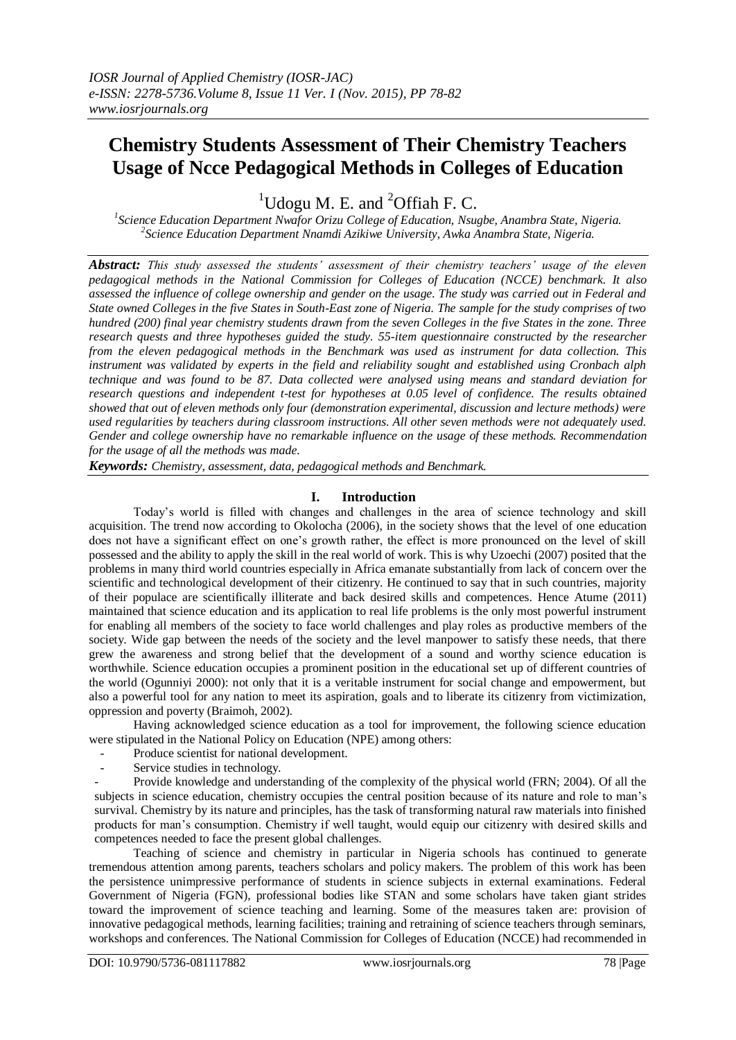# Chemistry Students Assessment of Their Chemistry Teachers Usage of Ncce Pedagogical Methods in Colleges of Education

[1]Udogu M. E. and [2]Offiah F. C.

[1]*Science Education Department Nwafor Orizu College of Education, Nsugbe, Anambra State, Nigeria.*
[2]*Science Education Department Nnamdi Azikiwe University, Awka Anambra State, Nigeria.*

***Abstract:*** *This study assessed the students' assessment of their chemistry teachers' usage of the eleven pedagogical methods in the National Commission for Colleges of Education (NCCE) benchmark. It also assessed the influence of college ownership and gender on the usage. The study was carried out in Federal and State owned Colleges in the five States in South-East zone of Nigeria. The sample for the study comprises of two hundred (200) final year chemistry students drawn from the seven Colleges in the five States in the zone. Three research quests and three hypotheses guided the study. 55-item questionnaire constructed by the researcher from the eleven pedagogical methods in the Benchmark was used as instrument for data collection. This instrument was validated by experts in the field and reliability sought and established using Cronbach alph technique and was found to be 87. Data collected were analysed using means and standard deviation for research questions and independent t-test for hypotheses at 0.05 level of confidence. The results obtained showed that out of eleven methods only four (demonstration experimental, discussion and lecture methods) were used regularities by teachers during classroom instructions. All other seven methods were not adequately used. Gender and college ownership have no remarkable influence on the usage of these methods. Recommendation for the usage of all the methods was made.*

***Keywords:*** *Chemistry, assessment, data, pedagogical methods and Benchmark.*

## I. Introduction

Today's world is filled with changes and challenges in the area of science technology and skill acquisition. The trend now according to Okolocha (2006), in the society shows that the level of one education does not have a significant effect on one's growth rather, the effect is more pronounced on the level of skill possessed and the ability to apply the skill in the real world of work. This is why Uzoechi (2007) posited that the problems in many third world countries especially in Africa emanate substantially from lack of concern over the scientific and technological development of their citizenry. He continued to say that in such countries, majority of their populace are scientifically illiterate and back desired skills and competences. Hence Atume (2011) maintained that science education and its application to real life problems is the only most powerful instrument for enabling all members of the society to face world challenges and play roles as productive members of the society. Wide gap between the needs of the society and the level manpower to satisfy these needs, that there grew the awareness and strong belief that the development of a sound and worthy science education is worthwhile. Science education occupies a prominent position in the educational set up of different countries of the world (Ogunniyi 2000): not only that it is a veritable instrument for social change and empowerment, but also a powerful tool for any nation to meet its aspiration, goals and to liberate its citizenry from victimization, oppression and poverty (Braimoh, 2002).

Having acknowledged science education as a tool for improvement, the following science education were stipulated in the National Policy on Education (NPE) among others:

- Produce scientist for national development.
- Service studies in technology.
- Provide knowledge and understanding of the complexity of the physical world (FRN; 2004). Of all the subjects in science education, chemistry occupies the central position because of its nature and role to man's survival. Chemistry by its nature and principles, has the task of transforming natural raw materials into finished products for man's consumption. Chemistry if well taught, would equip our citizenry with desired skills and competences needed to face the present global challenges.

Teaching of science and chemistry in particular in Nigeria schools has continued to generate tremendous attention among parents, teachers scholars and policy makers. The problem of this work has been the persistence unimpressive performance of students in science subjects in external examinations. Federal Government of Nigeria (FGN), professional bodies like STAN and some scholars have taken giant strides toward the improvement of science teaching and learning. Some of the measures taken are: provision of innovative pedagogical methods, learning facilities; training and retraining of science teachers through seminars, workshops and conferences. The National Commission for Colleges of Education (NCCE) had recommended in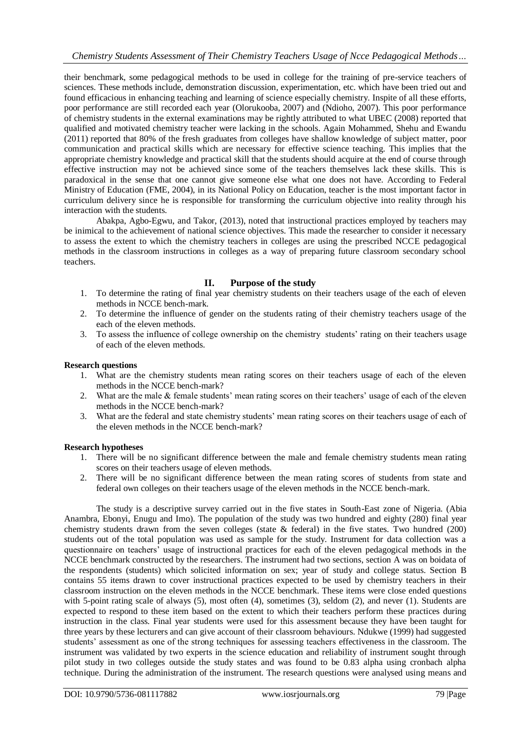their benchmark, some pedagogical methods to be used in college for the training of pre-service teachers of sciences. These methods include, demonstration discussion, experimentation, etc. which have been tried out and found efficacious in enhancing teaching and learning of science especially chemistry. Inspite of all these efforts, poor performance are still recorded each year (Olorukooba, 2007) and (Ndioho, 2007). This poor performance of chemistry students in the external examinations may be rightly attributed to what UBEC (2008) reported that qualified and motivated chemistry teacher were lacking in the schools. Again Mohammed, Shehu and Ewandu (2011) reported that 80% of the fresh graduates from colleges have shallow knowledge of subject matter, poor communication and practical skills which are necessary for effective science teaching. This implies that the appropriate chemistry knowledge and practical skill that the students should acquire at the end of course through effective instruction may not be achieved since some of the teachers themselves lack these skills. This is paradoxical in the sense that one cannot give someone else what one does not have. According to Federal Ministry of Education (FME, 2004), in its National Policy on Education, teacher is the most important factor in curriculum delivery since he is responsible for transforming the curriculum objective into reality through his interaction with the students.

Abakpa, Agbo-Egwu, and Takor, (2013), noted that instructional practices employed by teachers may be inimical to the achievement of national science objectives. This made the researcher to consider it necessary to assess the extent to which the chemistry teachers in colleges are using the prescribed NCCE pedagogical methods in the classroom instructions in colleges as a way of preparing future classroom secondary school teachers.

## II. Purpose of the study

1. To determine the rating of final year chemistry students on their teachers usage of the each of eleven methods in NCCE bench-mark.
2. To determine the influence of gender on the students rating of their chemistry teachers usage of the each of the eleven methods.
3. To assess the influence of college ownership on the chemistry students' rating on their teachers usage of each of the eleven methods.

**Research questions**

1. What are the chemistry students mean rating scores on their teachers usage of each of the eleven methods in the NCCE bench-mark?
2. What are the male & female students' mean rating scores on their teachers' usage of each of the eleven methods in the NCCE bench-mark?
3. What are the federal and state chemistry students' mean rating scores on their teachers usage of each of the eleven methods in the NCCE bench-mark?

**Research hypotheses**

1. There will be no significant difference between the male and female chemistry students mean rating scores on their teachers usage of eleven methods.
2. There will be no significant difference between the mean rating scores of students from state and federal own colleges on their teachers usage of the eleven methods in the NCCE bench-mark.

The study is a descriptive survey carried out in the five states in South-East zone of Nigeria. (Abia Anambra, Ebonyi, Enugu and Imo). The population of the study was two hundred and eighty (280) final year chemistry students drawn from the seven colleges (state & federal) in the five states. Two hundred (200) students out of the total population was used as sample for the study. Instrument for data collection was a questionnaire on teachers' usage of instructional practices for each of the eleven pedagogical methods in the NCCE benchmark constructed by the researchers. The instrument had two sections, section A was on boidata of the respondents (students) which solicited information on sex; year of study and college status. Section B contains 55 items drawn to cover instructional practices expected to be used by chemistry teachers in their classroom instruction on the eleven methods in the NCCE benchmark. These items were close ended questions with 5-point rating scale of always (5), most often (4), sometimes (3), seldom (2), and never (1). Students are expected to respond to these item based on the extent to which their teachers perform these practices during instruction in the class. Final year students were used for this assessment because they have been taught for three years by these lecturers and can give account of their classroom behaviours. Ndukwe (1999) had suggested students' assessment as one of the strong techniques for assessing teachers effectiveness in the classroom. The instrument was validated by two experts in the science education and reliability of instrument sought through pilot study in two colleges outside the study states and was found to be 0.83 alpha using cronbach alpha technique. During the administration of the instrument. The research questions were analysed using means and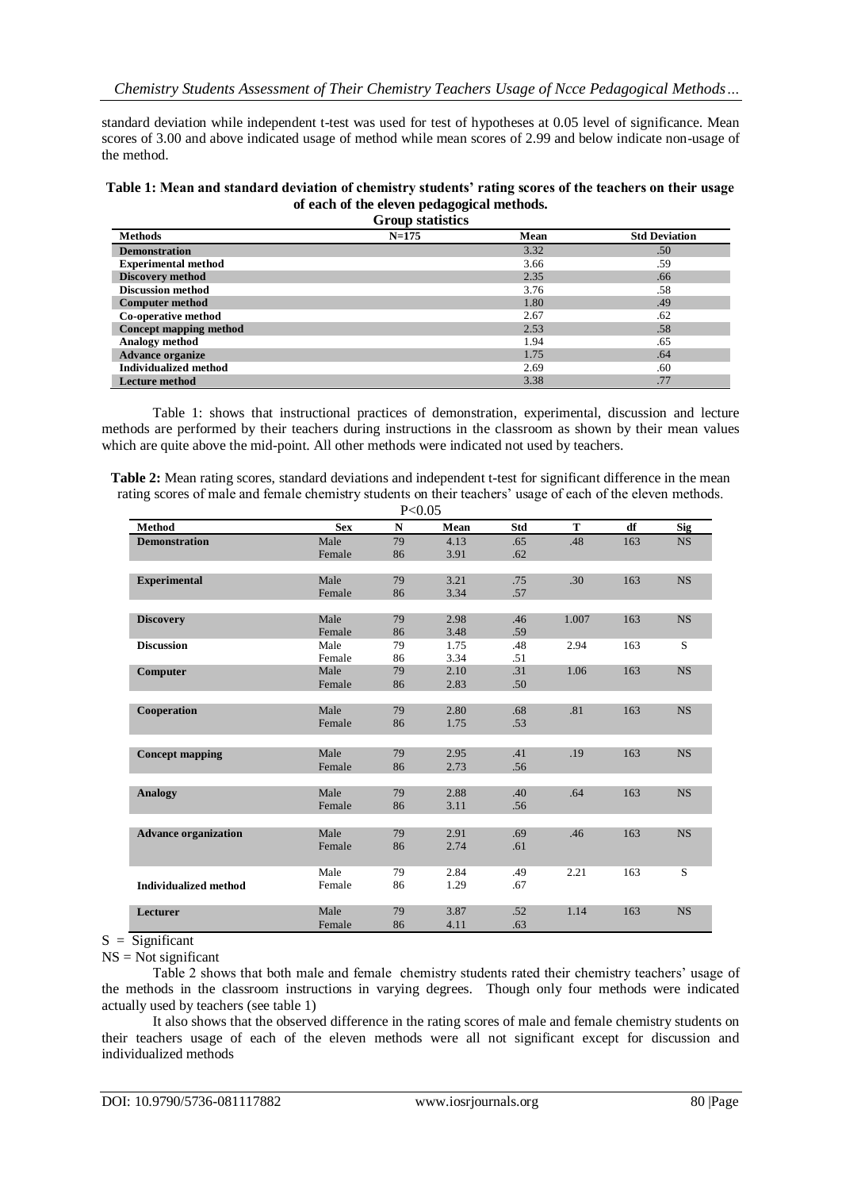standard deviation while independent t-test was used for test of hypotheses at 0.05 level of significance. Mean scores of 3.00 and above indicated usage of method while mean scores of 2.99 and below indicate non-usage of the method.

**Table 1: Mean and standard deviation of chemistry students' rating scores of the teachers on their usage of each of the eleven pedagogical methods.**

**Group statistics**

| Methods | N=175 | Mean | Std Deviation |
|---|---|---|---|
| **Demonstration** | | 3.32 | .50 |
| **Experimental method** | | 3.66 | .59 |
| **Discovery method** | | 2.35 | .66 |
| **Discussion method** | | 3.76 | .58 |
| **Computer method** | | 1.80 | .49 |
| **Co-operative method** | | 2.67 | .62 |
| **Concept mapping method** | | 2.53 | .58 |
| **Analogy method** | | 1.94 | .65 |
| **Advance organize** | | 1.75 | .64 |
| **Individualized method** | | 2.69 | .60 |
| **Lecture method** | | 3.38 | .77 |

Table 1: shows that instructional practices of demonstration, experimental, discussion and lecture methods are performed by their teachers during instructions in the classroom as shown by their mean values which are quite above the mid-point. All other methods were indicated not used by teachers.

**Table 2:** Mean rating scores, standard deviations and independent t-test for significant difference in the mean rating scores of male and female chemistry students on their teachers' usage of each of the eleven methods.

$P<0.05$

| Method | Sex | N | Mean | Std | T | df | Sig |
|---|---|---|---|---|---|---|---|
| **Demonstration** | Male | 79 | 4.13 | .65 | .48 | 163 | NS |
| | Female | 86 | 3.91 | .62 | | | |
| **Experimental** | Male | 79 | 3.21 | .75 | .30 | 163 | NS |
| | Female | 86 | 3.34 | .57 | | | |
| **Discovery** | Male | 79 | 2.98 | .46 | 1.007 | 163 | NS |
| | Female | 86 | 3.48 | .59 | | | |
| **Discussion** | Male | 79 | 1.75 | .48 | 2.94 | 163 | S |
| | Female | 86 | 3.34 | .51 | | | |
| **Computer** | Male | 79 | 2.10 | .31 | 1.06 | 163 | NS |
| | Female | 86 | 2.83 | .50 | | | |
| **Cooperation** | Male | 79 | 2.80 | .68 | .81 | 163 | NS |
| | Female | 86 | 1.75 | .53 | | | |
| **Concept mapping** | Male | 79 | 2.95 | .41 | .19 | 163 | NS |
| | Female | 86 | 2.73 | .56 | | | |
| **Analogy** | Male | 79 | 2.88 | .40 | .64 | 163 | NS |
| | Female | 86 | 3.11 | .56 | | | |
| **Advance organization** | Male | 79 | 2.91 | .69 | .46 | 163 | NS |
| | Female | 86 | 2.74 | .61 | | | |
| | Male | 79 | 2.84 | .49 | 2.21 | 163 | S |
| **Individualized method** | Female | 86 | 1.29 | .67 | | | |
| **Lecturer** | Male | 79 | 3.87 | .52 | 1.14 | 163 | NS |
| | Female | 86 | 4.11 | .63 | | | |

S = Significant

NS = Not significant

Table 2 shows that both male and female chemistry students rated their chemistry teachers' usage of the methods in the classroom instructions in varying degrees. Though only four methods were indicated actually used by teachers (see table 1)

It also shows that the observed difference in the rating scores of male and female chemistry students on their teachers usage of each of the eleven methods were all not significant except for discussion and individualized methods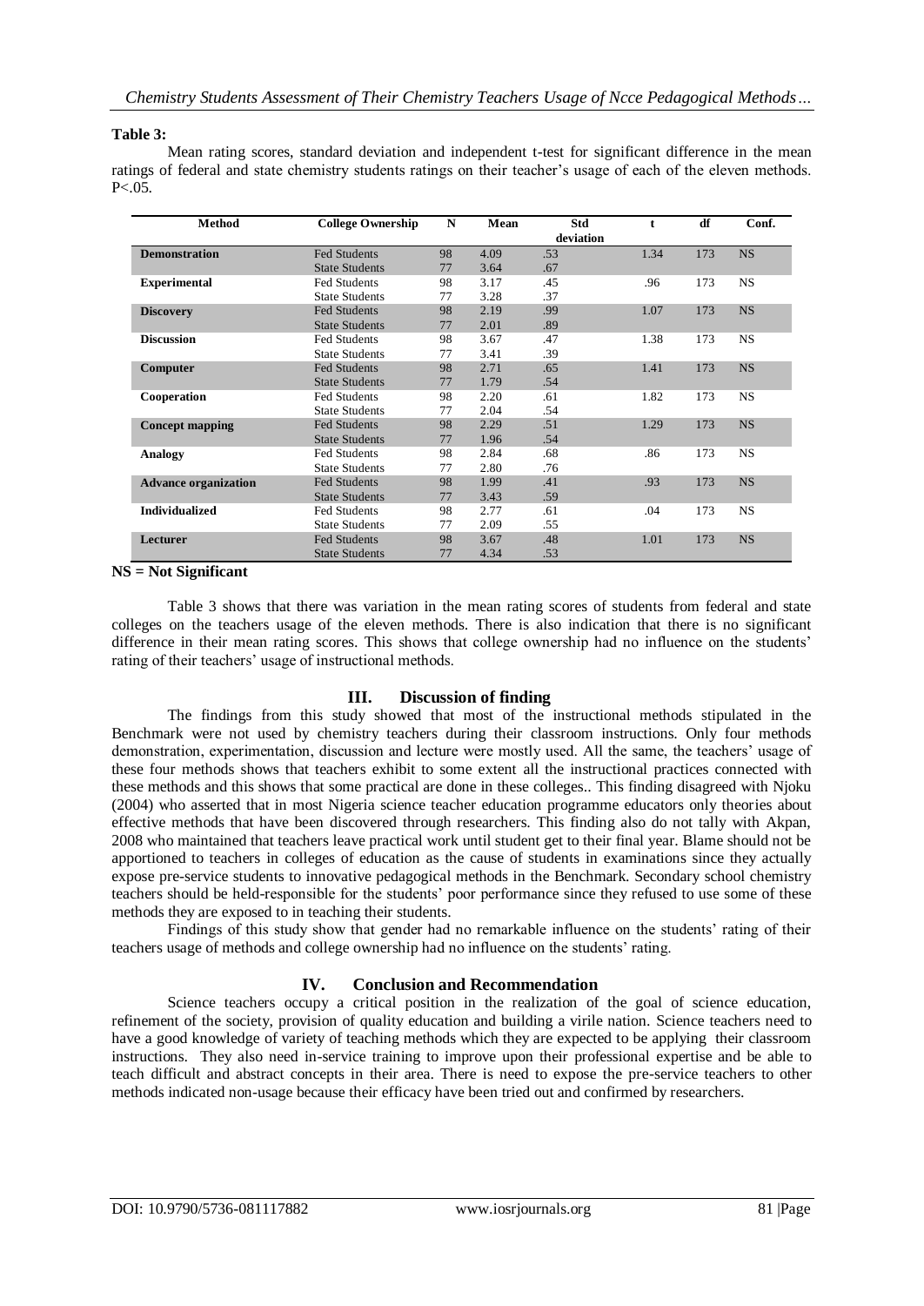**Table 3:**

Mean rating scores, standard deviation and independent t-test for significant difference in the mean ratings of federal and state chemistry students ratings on their teacher's usage of each of the eleven methods. P<.05.

| Method | College Ownership | N | Mean | Std deviation | t | df | Conf. |
|---|---|---|---|---|---|---|---|
| **Demonstration** | Fed Students | 98 | 4.09 | .53 | 1.34 | 173 | NS |
| | State Students | 77 | 3.64 | .67 | | | |
| **Experimental** | Fed Students | 98 | 3.17 | .45 | .96 | 173 | NS |
| | State Students | 77 | 3.28 | .37 | | | |
| **Discovery** | Fed Students | 98 | 2.19 | .99 | 1.07 | 173 | NS |
| | State Students | 77 | 2.01 | .89 | | | |
| **Discussion** | Fed Students | 98 | 3.67 | .47 | 1.38 | 173 | NS |
| | State Students | 77 | 3.41 | .39 | | | |
| **Computer** | Fed Students | 98 | 2.71 | .65 | 1.41 | 173 | NS |
| | State Students | 77 | 1.79 | .54 | | | |
| **Cooperation** | Fed Students | 98 | 2.20 | .61 | 1.82 | 173 | NS |
| | State Students | 77 | 2.04 | .54 | | | |
| **Concept mapping** | Fed Students | 98 | 2.29 | .51 | 1.29 | 173 | NS |
| | State Students | 77 | 1.96 | .54 | | | |
| **Analogy** | Fed Students | 98 | 2.84 | .68 | .86 | 173 | NS |
| | State Students | 77 | 2.80 | .76 | | | |
| **Advance organization** | Fed Students | 98 | 1.99 | .41 | .93 | 173 | NS |
| | State Students | 77 | 3.43 | .59 | | | |
| **Individualized** | Fed Students | 98 | 2.77 | .61 | .04 | 173 | NS |
| | State Students | 77 | 2.09 | .55 | | | |
| **Lecturer** | Fed Students | 98 | 3.67 | .48 | 1.01 | 173 | NS |
| | State Students | 77 | 4.34 | .53 | | | |

**NS = Not Significant**

Table 3 shows that there was variation in the mean rating scores of students from federal and state colleges on the teachers usage of the eleven methods. There is also indication that there is no significant difference in their mean rating scores. This shows that college ownership had no influence on the students' rating of their teachers' usage of instructional methods.

## III. Discussion of finding

The findings from this study showed that most of the instructional methods stipulated in the Benchmark were not used by chemistry teachers during their classroom instructions. Only four methods demonstration, experimentation, discussion and lecture were mostly used. All the same, the teachers' usage of these four methods shows that teachers exhibit to some extent all the instructional practices connected with these methods and this shows that some practical are done in these colleges.. This finding disagreed with Njoku (2004) who asserted that in most Nigeria science teacher education programme educators only theories about effective methods that have been discovered through researchers. This finding also do not tally with Akpan, 2008 who maintained that teachers leave practical work until student get to their final year. Blame should not be apportioned to teachers in colleges of education as the cause of students in examinations since they actually expose pre-service students to innovative pedagogical methods in the Benchmark. Secondary school chemistry teachers should be held-responsible for the students' poor performance since they refused to use some of these methods they are exposed to in teaching their students.

Findings of this study show that gender had no remarkable influence on the students' rating of their teachers usage of methods and college ownership had no influence on the students' rating.

## IV. Conclusion and Recommendation

Science teachers occupy a critical position in the realization of the goal of science education, refinement of the society, provision of quality education and building a virile nation. Science teachers need to have a good knowledge of variety of teaching methods which they are expected to be applying their classroom instructions. They also need in-service training to improve upon their professional expertise and be able to teach difficult and abstract concepts in their area. There is need to expose the pre-service teachers to other methods indicated non-usage because their efficacy have been tried out and confirmed by researchers.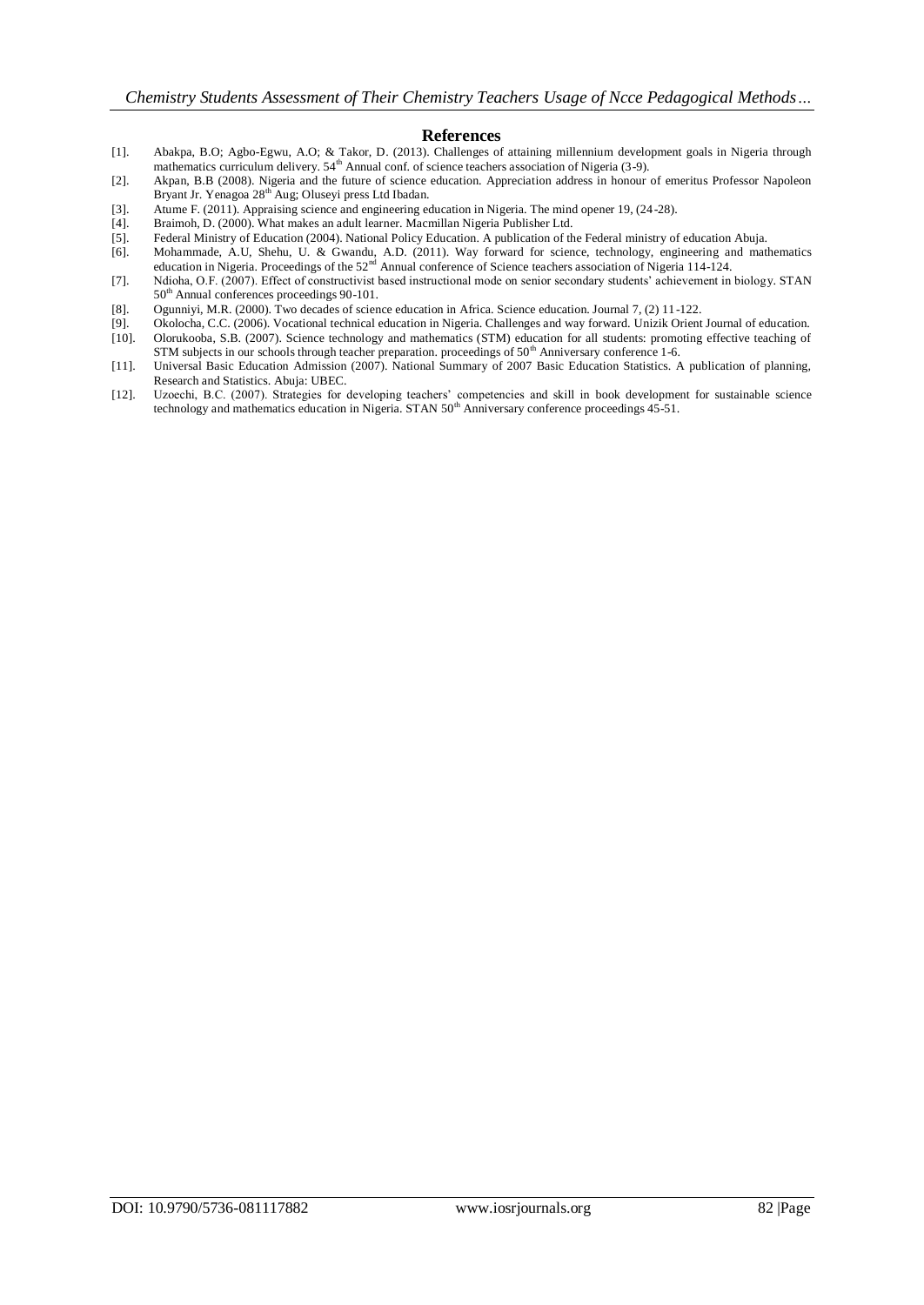## References

[1]. Abakpa, B.O; Agbo-Egwu, A.O; & Takor, D. (2013). Challenges of attaining millennium development goals in Nigeria through mathematics curriculum delivery. 54th Annual conf. of science teachers association of Nigeria (3-9).

[2]. Akpan, B.B (2008). Nigeria and the future of science education. Appreciation address in honour of emeritus Professor Napoleon Bryant Jr. Yenagoa 28th Aug; Oluseyi press Ltd Ibadan.

[3]. Atume F. (2011). Appraising science and engineering education in Nigeria. The mind opener 19, (24-28).

[4]. Braimoh, D. (2000). What makes an adult learner. Macmillan Nigeria Publisher Ltd.

[5]. Federal Ministry of Education (2004). National Policy Education. A publication of the Federal ministry of education Abuja.

[6]. Mohammade, A.U, Shehu, U. & Gwandu, A.D. (2011). Way forward for science, technology, engineering and mathematics education in Nigeria. Proceedings of the 52nd Annual conference of Science teachers association of Nigeria 114-124.

[7]. Ndioha, O.F. (2007). Effect of constructivist based instructional mode on senior secondary students' achievement in biology. STAN 50th Annual conferences proceedings 90-101.

[8]. Ogunniyi, M.R. (2000). Two decades of science education in Africa. Science education. Journal 7, (2) 11-122.

[9]. Okolocha, C.C. (2006). Vocational technical education in Nigeria. Challenges and way forward. Unizik Orient Journal of education.

[10]. Olorukooba, S.B. (2007). Science technology and mathematics (STM) education for all students: promoting effective teaching of STM subjects in our schools through teacher preparation. proceedings of 50th Anniversary conference 1-6.

[11]. Universal Basic Education Admission (2007). National Summary of 2007 Basic Education Statistics. A publication of planning, Research and Statistics. Abuja: UBEC.

[12]. Uzoechi, B.C. (2007). Strategies for developing teachers' competencies and skill in book development for sustainable science technology and mathematics education in Nigeria. STAN 50th Anniversary conference proceedings 45-51.